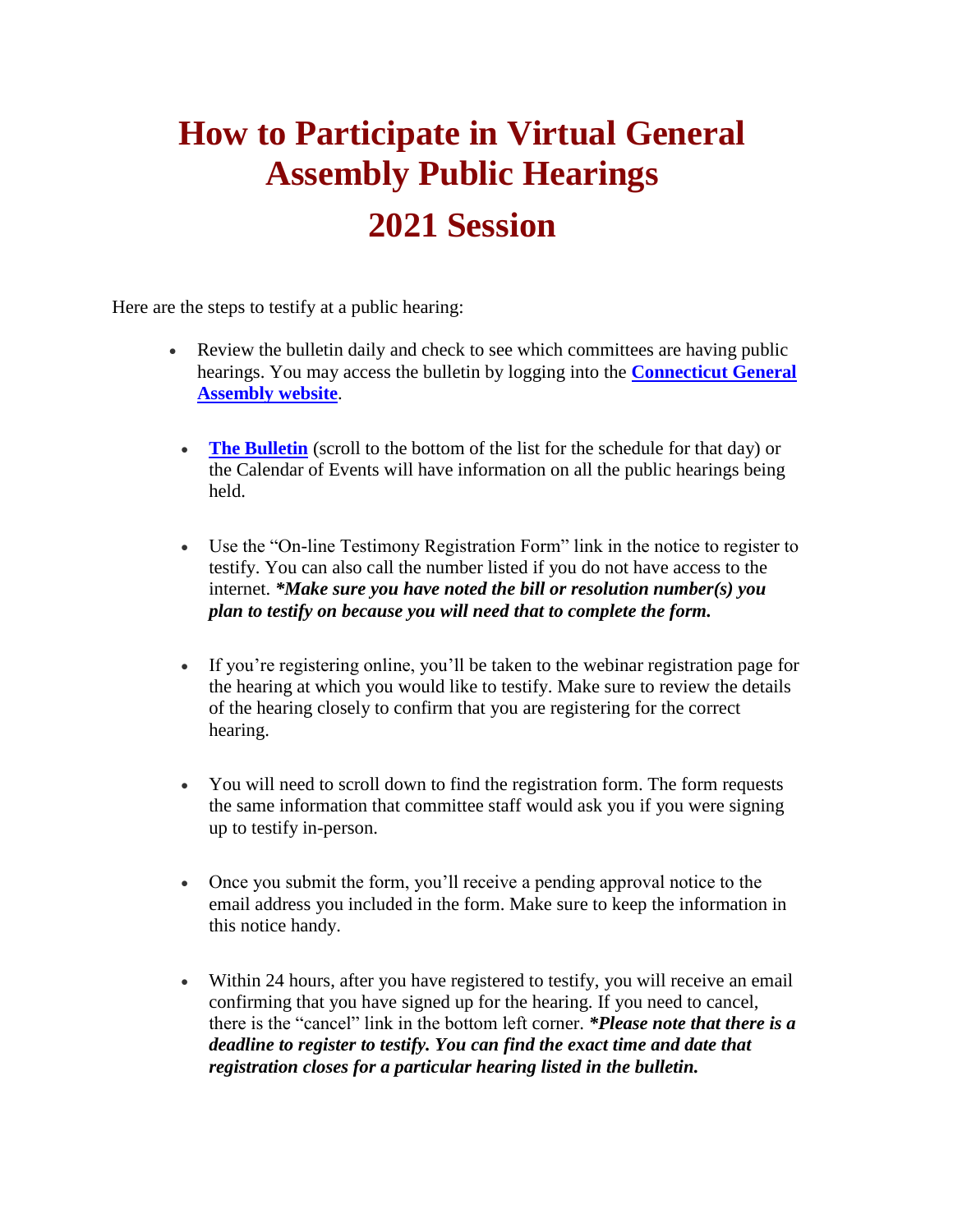# How to Participate in Virtual General Assembly Public Hearings

# 2021 Session

Here are the steps to testify at a public hearing:

- Review the bulletin daily and check to see which committees are having public hearings. You may access the bulletin by logging into the **[Connecticut General Assembly website](#)**.
- **[The Bulletin](#)** (scroll to the bottom of the list for the schedule for that day) or the Calendar of Events will have information on all the public hearings being held.
- Use the "On-line Testimony Registration Form" link in the notice to register to testify. You can also call the number listed if you do not have access to the internet. ***\*Make sure you have noted the bill or resolution number(s) you plan to testify on because you will need that to complete the form.***
- If you're registering online, you'll be taken to the webinar registration page for the hearing at which you would like to testify. Make sure to review the details of the hearing closely to confirm that you are registering for the correct hearing.
- You will need to scroll down to find the registration form. The form requests the same information that committee staff would ask you if you were signing up to testify in-person.
- Once you submit the form, you'll receive a pending approval notice to the email address you included in the form. Make sure to keep the information in this notice handy.
- Within 24 hours, after you have registered to testify, you will receive an email confirming that you have signed up for the hearing. If you need to cancel, there is the "cancel" link in the bottom left corner. ***\*Please note that there is a deadline to register to testify. You can find the exact time and date that registration closes for a particular hearing listed in the bulletin.***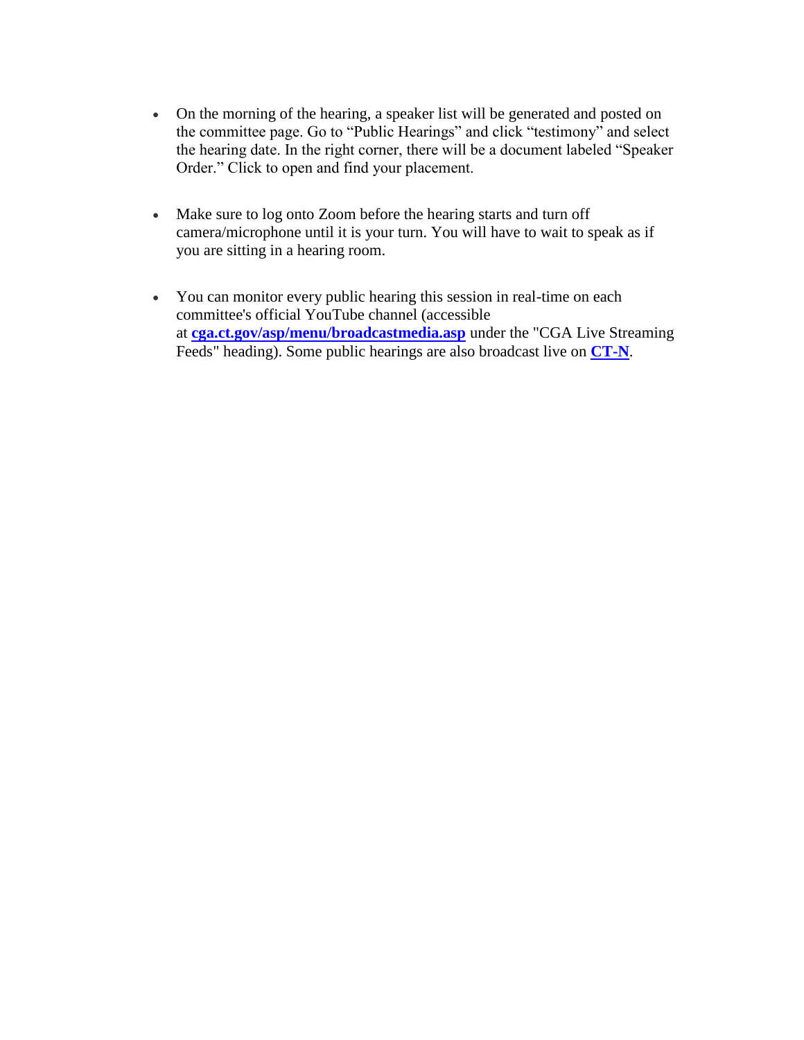- On the morning of the hearing, a speaker list will be generated and posted on the committee page. Go to "Public Hearings" and click "testimony" and select the hearing date. In the right corner, there will be a document labeled "Speaker Order." Click to open and find your placement.

- Make sure to log onto Zoom before the hearing starts and turn off camera/microphone until it is your turn. You will have to wait to speak as if you are sitting in a hearing room.

- You can monitor every public hearing this session in real-time on each committee's official YouTube channel (accessible at **cga.ct.gov/asp/menu/broadcastmedia.asp** under the "CGA Live Streaming Feeds" heading). Some public hearings are also broadcast live on **CT-N**.